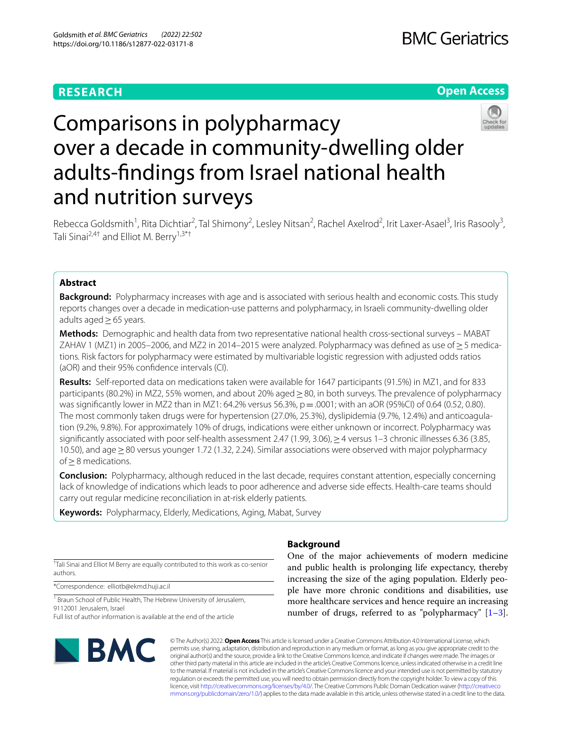**RESEARCH** **Open Access**

# Comparisons in polypharmacy over a decade in community-dwelling older adults-findings from Israel national health and nutrition surveys

Rebecca Goldsmith[1], Rita Dichtiar[2], Tal Shimony[2], Lesley Nitsan[2], Rachel Axelrod[2], Irit Laxer-Asael[3], Iris Rasooly[3], Tali Sinai[2,4†] and Elliot M. Berry[1,3*†]

## Abstract

**Background:** Polypharmacy increases with age and is associated with serious health and economic costs. This study reports changes over a decade in medication-use patterns and polypharmacy, in Israeli community-dwelling older adults aged ≥ 65 years.

**Methods:** Demographic and health data from two representative national health cross-sectional surveys – MABAT ZAHAV 1 (MZ1) in 2005–2006, and MZ2 in 2014–2015 were analyzed. Polypharmacy was defined as use of ≥ 5 medications. Risk factors for polypharmacy were estimated by multivariable logistic regression with adjusted odds ratios (aOR) and their 95% confidence intervals (CI).

**Results:** Self-reported data on medications taken were available for 1647 participants (91.5%) in MZ1, and for 833 participants (80.2%) in MZ2, 55% women, and about 20% aged ≥ 80, in both surveys. The prevalence of polypharmacy was significantly lower in MZ2 than in MZ1: 64.2% versus 56.3%, p = .0001; with an aOR (95%CI) of 0.64 (0.52, 0.80). The most commonly taken drugs were for hypertension (27.0%, 25.3%), dyslipidemia (9.7%, 12.4%) and anticoagulation (9.2%, 9.8%). For approximately 10% of drugs, indications were either unknown or incorrect. Polypharmacy was significantly associated with poor self-health assessment 2.47 (1.99, 3.06), ≥ 4 versus 1–3 chronic illnesses 6.36 (3.85, 10.50), and age ≥ 80 versus younger 1.72 (1.32, 2.24). Similar associations were observed with major polypharmacy of ≥ 8 medications.

**Conclusion:** Polypharmacy, although reduced in the last decade, requires constant attention, especially concerning lack of knowledge of indications which leads to poor adherence and adverse side effects. Health-care teams should carry out regular medicine reconciliation in at-risk elderly patients.

**Keywords:** Polypharmacy, Elderly, Medications, Aging, Mabat, Survey

†Tali Sinai and Elliot M Berry are equally contributed to this work as co-senior authors.

*Correspondence: elliotb@ekmd.huji.ac.il

[1] Braun School of Public Health, The Hebrew University of Jerusalem, 9112001 Jerusalem, Israel
Full list of author information is available at the end of the article

## Background

One of the major achievements of modern medicine and public health is prolonging life expectancy, thereby increasing the size of the aging population. Elderly people have more chronic conditions and disabilities, use more healthcare services and hence require an increasing number of drugs, referred to as "polypharmacy" [1–3].

© The Author(s) 2022. **Open Access** This article is licensed under a Creative Commons Attribution 4.0 International License, which permits use, sharing, adaptation, distribution and reproduction in any medium or format, as long as you give appropriate credit to the original author(s) and the source, provide a link to the Creative Commons licence, and indicate if changes were made. The images or other third party material in this article are included in the article's Creative Commons licence, unless indicated otherwise in a credit line to the material. If material is not included in the article's Creative Commons licence and your intended use is not permitted by statutory regulation or exceeds the permitted use, you will need to obtain permission directly from the copyright holder. To view a copy of this licence, visit http://creativecommons.org/licenses/by/4.0/. The Creative Commons Public Domain Dedication waiver (http://creativecommons.org/publicdomain/zero/1.0/) applies to the data made available in this article, unless otherwise stated in a credit line to the data.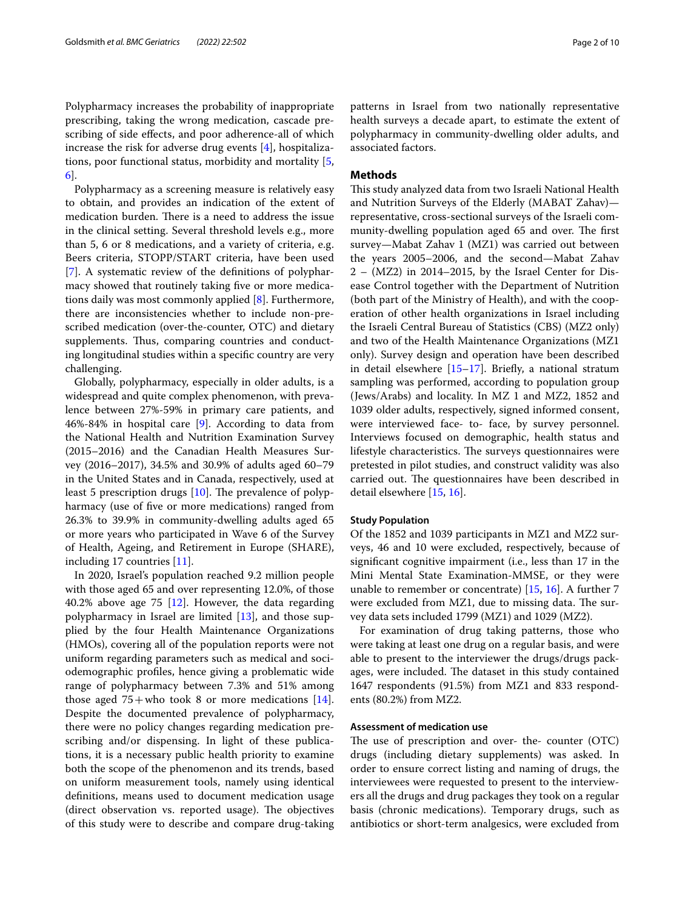Polypharmacy increases the probability of inappropriate prescribing, taking the wrong medication, cascade prescribing of side effects, and poor adherence-all of which increase the risk for adverse drug events [4], hospitalizations, poor functional status, morbidity and mortality [5, 6].

Polypharmacy as a screening measure is relatively easy to obtain, and provides an indication of the extent of medication burden. There is a need to address the issue in the clinical setting. Several threshold levels e.g., more than 5, 6 or 8 medications, and a variety of criteria, e.g. Beers criteria, STOPP/START criteria, have been used [7]. A systematic review of the definitions of polypharmacy showed that routinely taking five or more medications daily was most commonly applied [8]. Furthermore, there are inconsistencies whether to include non-prescribed medication (over-the-counter, OTC) and dietary supplements. Thus, comparing countries and conducting longitudinal studies within a specific country are very challenging.

Globally, polypharmacy, especially in older adults, is a widespread and quite complex phenomenon, with prevalence between 27%-59% in primary care patients, and 46%-84% in hospital care [9]. According to data from the National Health and Nutrition Examination Survey (2015–2016) and the Canadian Health Measures Survey (2016–2017), 34.5% and 30.9% of adults aged 60–79 in the United States and in Canada, respectively, used at least 5 prescription drugs [10]. The prevalence of polypharmacy (use of five or more medications) ranged from 26.3% to 39.9% in community-dwelling adults aged 65 or more years who participated in Wave 6 of the Survey of Health, Ageing, and Retirement in Europe (SHARE), including 17 countries [11].

In 2020, Israel's population reached 9.2 million people with those aged 65 and over representing 12.0%, of those 40.2% above age 75 [12]. However, the data regarding polypharmacy in Israel are limited [13], and those supplied by the four Health Maintenance Organizations (HMOs), covering all of the population reports were not uniform regarding parameters such as medical and sociodemographic profiles, hence giving a problematic wide range of polypharmacy between 7.3% and 51% among those aged 75+who took 8 or more medications [14]. Despite the documented prevalence of polypharmacy, there were no policy changes regarding medication prescribing and/or dispensing. In light of these publications, it is a necessary public health priority to examine both the scope of the phenomenon and its trends, based on uniform measurement tools, namely using identical definitions, means used to document medication usage (direct observation vs. reported usage). The objectives of this study were to describe and compare drug-taking patterns in Israel from two nationally representative health surveys a decade apart, to estimate the extent of polypharmacy in community-dwelling older adults, and associated factors.

## Methods

This study analyzed data from two Israeli National Health and Nutrition Surveys of the Elderly (MABAT Zahav)—representative, cross-sectional surveys of the Israeli community-dwelling population aged 65 and over. The first survey—Mabat Zahav 1 (MZ1) was carried out between the years 2005–2006, and the second—Mabat Zahav 2 – (MZ2) in 2014–2015, by the Israel Center for Disease Control together with the Department of Nutrition (both part of the Ministry of Health), and with the cooperation of other health organizations in Israel including the Israeli Central Bureau of Statistics (CBS) (MZ2 only) and two of the Health Maintenance Organizations (MZ1 only). Survey design and operation have been described in detail elsewhere [15–17]. Briefly, a national stratum sampling was performed, according to population group (Jews/Arabs) and locality. In MZ 1 and MZ2, 1852 and 1039 older adults, respectively, signed informed consent, were interviewed face- to- face, by survey personnel. Interviews focused on demographic, health status and lifestyle characteristics. The surveys questionnaires were pretested in pilot studies, and construct validity was also carried out. The questionnaires have been described in detail elsewhere [15, 16].

### Study Population

Of the 1852 and 1039 participants in MZ1 and MZ2 surveys, 46 and 10 were excluded, respectively, because of significant cognitive impairment (i.e., less than 17 in the Mini Mental State Examination-MMSE, or they were unable to remember or concentrate) [15, 16]. A further 7 were excluded from MZ1, due to missing data. The survey data sets included 1799 (MZ1) and 1029 (MZ2).

For examination of drug taking patterns, those who were taking at least one drug on a regular basis, and were able to present to the interviewer the drugs/drugs packages, were included. The dataset in this study contained 1647 respondents (91.5%) from MZ1 and 833 respondents (80.2%) from MZ2.

### Assessment of medication use

The use of prescription and over- the- counter (OTC) drugs (including dietary supplements) was asked. In order to ensure correct listing and naming of drugs, the interviewees were requested to present to the interviewers all the drugs and drug packages they took on a regular basis (chronic medications). Temporary drugs, such as antibiotics or short-term analgesics, were excluded from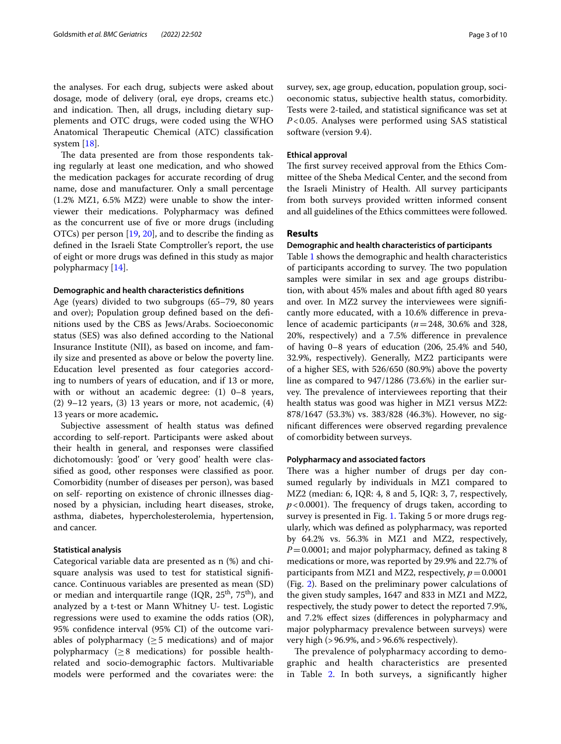the analyses. For each drug, subjects were asked about dosage, mode of delivery (oral, eye drops, creams etc.) and indication. Then, all drugs, including dietary supplements and OTC drugs, were coded using the WHO Anatomical Therapeutic Chemical (ATC) classification system [18].

The data presented are from those respondents taking regularly at least one medication, and who showed the medication packages for accurate recording of drug name, dose and manufacturer. Only a small percentage (1.2% MZ1, 6.5% MZ2) were unable to show the interviewer their medications. Polypharmacy was defined as the concurrent use of five or more drugs (including OTCs) per person [19, 20], and to describe the finding as defined in the Israeli State Comptroller's report, the use of eight or more drugs was defined in this study as major polypharmacy [14].

### Demographic and health characteristics definitions

Age (years) divided to two subgroups (65–79, 80 years and over); Population group defined based on the definitions used by the CBS as Jews/Arabs. Socioeconomic status (SES) was also defined according to the National Insurance Institute (NII), as based on income, and family size and presented as above or below the poverty line. Education level presented as four categories according to numbers of years of education, and if 13 or more, with or without an academic degree: (1) 0–8 years, (2) 9–12 years, (3) 13 years or more, not academic, (4) 13 years or more academic**.**

Subjective assessment of health status was defined according to self-report. Participants were asked about their health in general, and responses were classified dichotomously: 'good' or 'very good' health were classified as good, other responses were classified as poor. Comorbidity (number of diseases per person), was based on self- reporting on existence of chronic illnesses diagnosed by a physician, including heart diseases, stroke, asthma, diabetes, hypercholesterolemia, hypertension, and cancer.

### Statistical analysis

Categorical variable data are presented as n (%) and chi-square analysis was used to test for statistical significance. Continuous variables are presented as mean (SD) or median and interquartile range (IQR, 25th, 75th), and analyzed by a t-test or Mann Whitney U- test. Logistic regressions were used to examine the odds ratios (OR), 95% confidence interval (95% CI) of the outcome variables of polypharmacy ($\geq 5$ medications) and of major polypharmacy ($\geq 8$ medications) for possible health-related and socio-demographic factors. Multivariable models were performed and the covariates were: the survey, sex, age group, education, population group, socioeconomic status, subjective health status, comorbidity. Tests were 2-tailed, and statistical significance was set at $P<0.05$. Analyses were performed using SAS statistical software (version 9.4).

### Ethical approval

The first survey received approval from the Ethics Committee of the Sheba Medical Center, and the second from the Israeli Ministry of Health. All survey participants from both surveys provided written informed consent and all guidelines of the Ethics committees were followed.

## Results

### Demographic and health characteristics of participants

Table 1 shows the demographic and health characteristics of participants according to survey. The two population samples were similar in sex and age groups distribution, with about 45% males and about fifth aged 80 years and over. In MZ2 survey the interviewees were significantly more educated, with a 10.6% difference in prevalence of academic participants ($n=248$, 30.6% and 328, 20%, respectively) and a 7.5% difference in prevalence of having 0–8 years of education (206, 25.4% and 540, 32.9%, respectively). Generally, MZ2 participants were of a higher SES, with 526/650 (80.9%) above the poverty line as compared to 947/1286 (73.6%) in the earlier survey. The prevalence of interviewees reporting that their health status was good was higher in MZ1 versus MZ2: 878/1647 (53.3%) vs. 383/828 (46.3%). However, no significant differences were observed regarding prevalence of comorbidity between surveys.

### Polypharmacy and associated factors

There was a higher number of drugs per day consumed regularly by individuals in MZ1 compared to MZ2 (median: 6, IQR: 4, 8 and 5, IQR: 3, 7, respectively, $p<0.0001$). The frequency of drugs taken, according to survey is presented in Fig. 1. Taking 5 or more drugs regularly, which was defined as polypharmacy, was reported by 64.2% vs. 56.3% in MZ1 and MZ2, respectively, $P=0.0001$; and major polypharmacy, defined as taking 8 medications or more, was reported by 29.9% and 22.7% of participants from MZ1 and MZ2, respectively, $p=0.0001$ (Fig. 2). Based on the preliminary power calculations of the given study samples, 1647 and 833 in MZ1 and MZ2, respectively, the study power to detect the reported 7.9%, and 7.2% effect sizes (differences in polypharmacy and major polypharmacy prevalence between surveys) were very high (>96.9%, and >96.6% respectively).

The prevalence of polypharmacy according to demographic and health characteristics are presented in Table 2. In both surveys, a significantly higher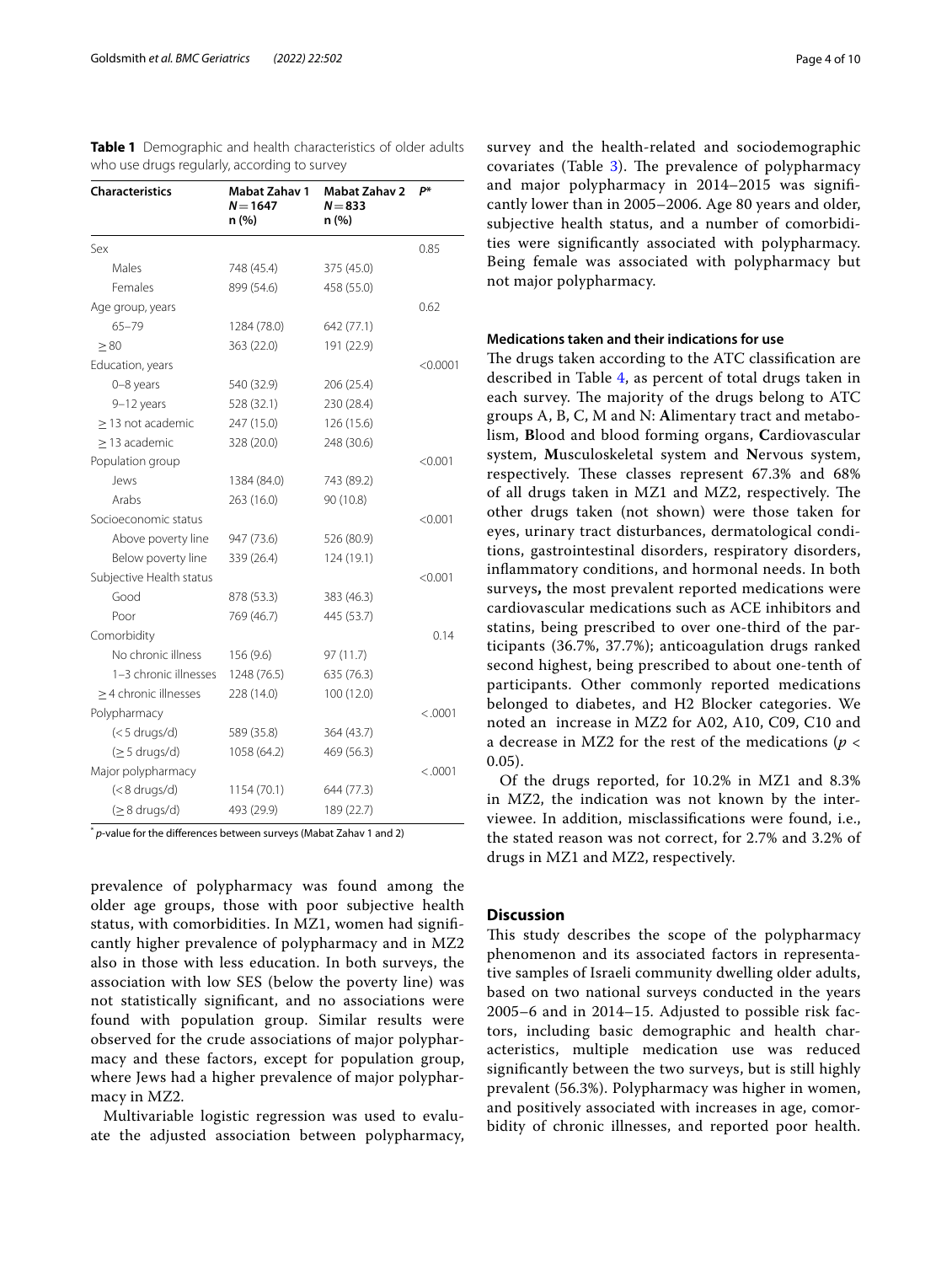**Table 1** Demographic and health characteristics of older adults who use drugs regularly, according to survey

| Characteristics | Mabat Zahav 1 $N = 1647$ n (%) | Mabat Zahav 2 $N = 833$ n (%) | P* |
|---|---|---|---|
| Sex | | | 0.85 |
| Males | 748 (45.4) | 375 (45.0) | |
| Females | 899 (54.6) | 458 (55.0) | |
| Age group, years | | | 0.62 |
| 65–79 | 1284 (78.0) | 642 (77.1) | |
| ≥ 80 | 363 (22.0) | 191 (22.9) | |
| Education, years | | | <0.0001 |
| 0–8 years | 540 (32.9) | 206 (25.4) | |
| 9–12 years | 528 (32.1) | 230 (28.4) | |
| ≥ 13 not academic | 247 (15.0) | 126 (15.6) | |
| ≥ 13 academic | 328 (20.0) | 248 (30.6) | |
| Population group | | | <0.001 |
| Jews | 1384 (84.0) | 743 (89.2) | |
| Arabs | 263 (16.0) | 90 (10.8) | |
| Socioeconomic status | | | <0.001 |
| Above poverty line | 947 (73.6) | 526 (80.9) | |
| Below poverty line | 339 (26.4) | 124 (19.1) | |
| Subjective Health status | | | <0.001 |
| Good | 878 (53.3) | 383 (46.3) | |
| Poor | 769 (46.7) | 445 (53.7) | |
| Comorbidity | | | 0.14 |
| No chronic illness | 156 (9.6) | 97 (11.7) | |
| 1–3 chronic illnesses | 1248 (76.5) | 635 (76.3) | |
| ≥ 4 chronic illnesses | 228 (14.0) | 100 (12.0) | |
| Polypharmacy | | | <.0001 |
| (< 5 drugs/d) | 589 (35.8) | 364 (43.7) | |
| (≥ 5 drugs/d) | 1058 (64.2) | 469 (56.3) | |
| Major polypharmacy | | | <.0001 |
| (< 8 drugs/d) | 1154 (70.1) | 644 (77.3) | |
| (≥ 8 drugs/d) | 493 (29.9) | 189 (22.7) | |

* *p*-value for the differences between surveys (Mabat Zahav 1 and 2)

prevalence of polypharmacy was found among the older age groups, those with poor subjective health status, with comorbidities. In MZ1, women had significantly higher prevalence of polypharmacy and in MZ2 also in those with less education. In both surveys, the association with low SES (below the poverty line) was not statistically significant, and no associations were found with population group. Similar results were observed for the crude associations of major polypharmacy and these factors, except for population group, where Jews had a higher prevalence of major polypharmacy in MZ2.

Multivariable logistic regression was used to evaluate the adjusted association between polypharmacy, survey and the health-related and sociodemographic covariates (Table 3). The prevalence of polypharmacy and major polypharmacy in 2014–2015 was significantly lower than in 2005–2006. Age 80 years and older, subjective health status, and a number of comorbidities were significantly associated with polypharmacy. Being female was associated with polypharmacy but not major polypharmacy.

### Medications taken and their indications for use

The drugs taken according to the ATC classification are described in Table 4, as percent of total drugs taken in each survey. The majority of the drugs belong to ATC groups A, B, C, M and N: **A**limentary tract and metabolism, **B**lood and blood forming organs, **C**ardiovascular system, **M**usculoskeletal system and **N**ervous system, respectively. These classes represent 67.3% and 68% of all drugs taken in MZ1 and MZ2, respectively. The other drugs taken (not shown) were those taken for eyes, urinary tract disturbances, dermatological conditions, gastrointestinal disorders, respiratory disorders, inflammatory conditions, and hormonal needs. In both surveys**,** the most prevalent reported medications were cardiovascular medications such as ACE inhibitors and statins, being prescribed to over one-third of the participants (36.7%, 37.7%); anticoagulation drugs ranked second highest, being prescribed to about one-tenth of participants. Other commonly reported medications belonged to diabetes, and H2 Blocker categories. We noted an increase in MZ2 for A02, A10, C09, C10 and a decrease in MZ2 for the rest of the medications ($p <$ 0.05).

Of the drugs reported, for 10.2% in MZ1 and 8.3% in MZ2, the indication was not known by the interviewee. In addition, misclassifications were found, i.e., the stated reason was not correct, for 2.7% and 3.2% of drugs in MZ1 and MZ2, respectively.

## Discussion

This study describes the scope of the polypharmacy phenomenon and its associated factors in representative samples of Israeli community dwelling older adults, based on two national surveys conducted in the years 2005–6 and in 2014–15. Adjusted to possible risk factors, including basic demographic and health characteristics, multiple medication use was reduced significantly between the two surveys, but is still highly prevalent (56.3%). Polypharmacy was higher in women, and positively associated with increases in age, comorbidity of chronic illnesses, and reported poor health.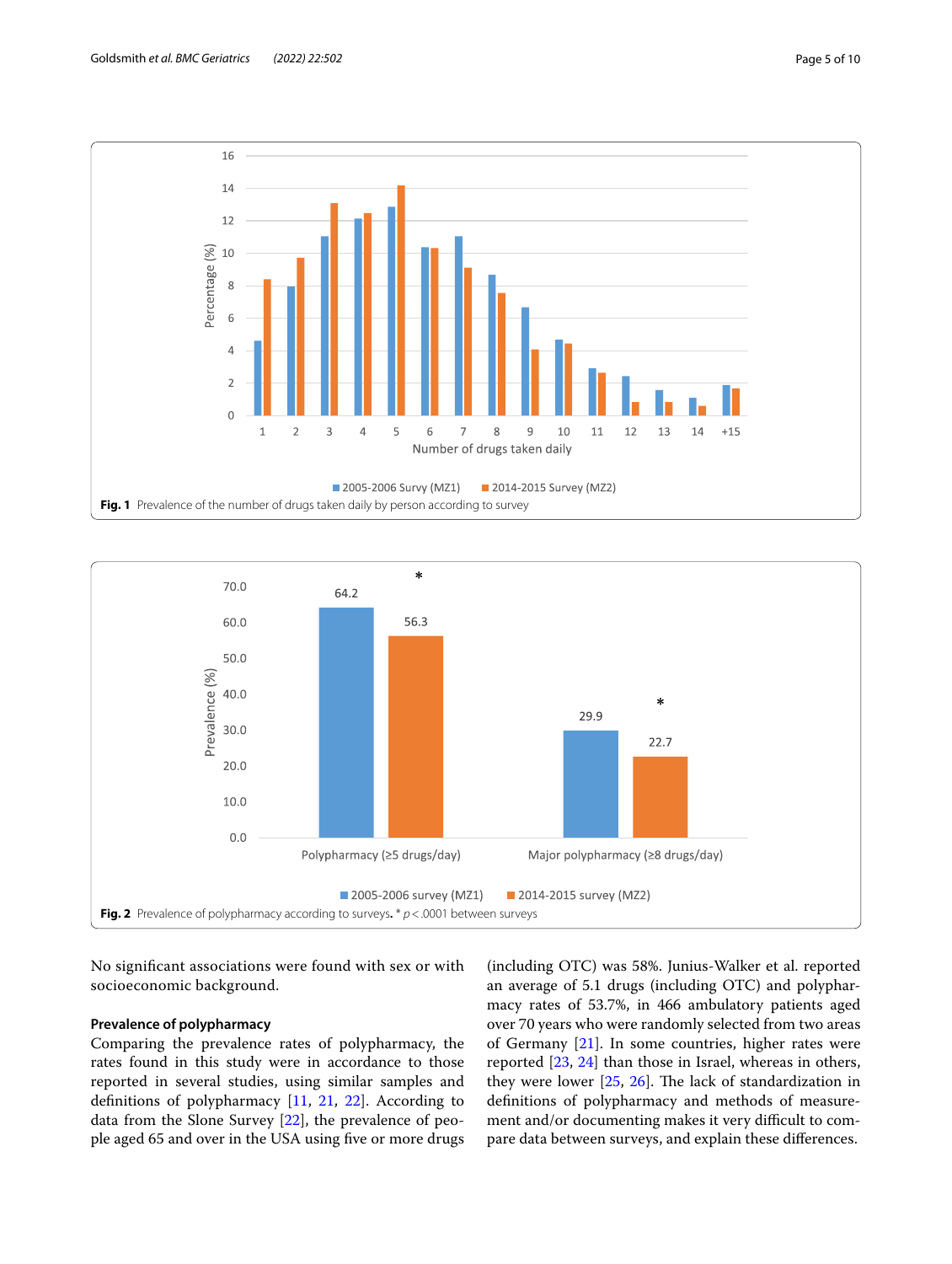Fig. 1 Prevalence of the number of drugs taken daily by person according to survey

Fig. 2 Prevalence of polypharmacy according to surveys. * $p < .0001$ between surveys

No significant associations were found with sex or with socioeconomic background.

### Prevalence of polypharmacy

Comparing the prevalence rates of polypharmacy, the rates found in this study were in accordance to those reported in several studies, using similar samples and definitions of polypharmacy [11, 21, 22]. According to data from the Slone Survey [22], the prevalence of people aged 65 and over in the USA using five or more drugs (including OTC) was 58%. Junius-Walker et al. reported an average of 5.1 drugs (including OTC) and polypharmacy rates of 53.7%, in 466 ambulatory patients aged over 70 years who were randomly selected from two areas of Germany [21]. In some countries, higher rates were reported [23, 24] than those in Israel, whereas in others, they were lower [25, 26]. The lack of standardization in definitions of polypharmacy and methods of measurement and/or documenting makes it very difficult to compare data between surveys, and explain these differences.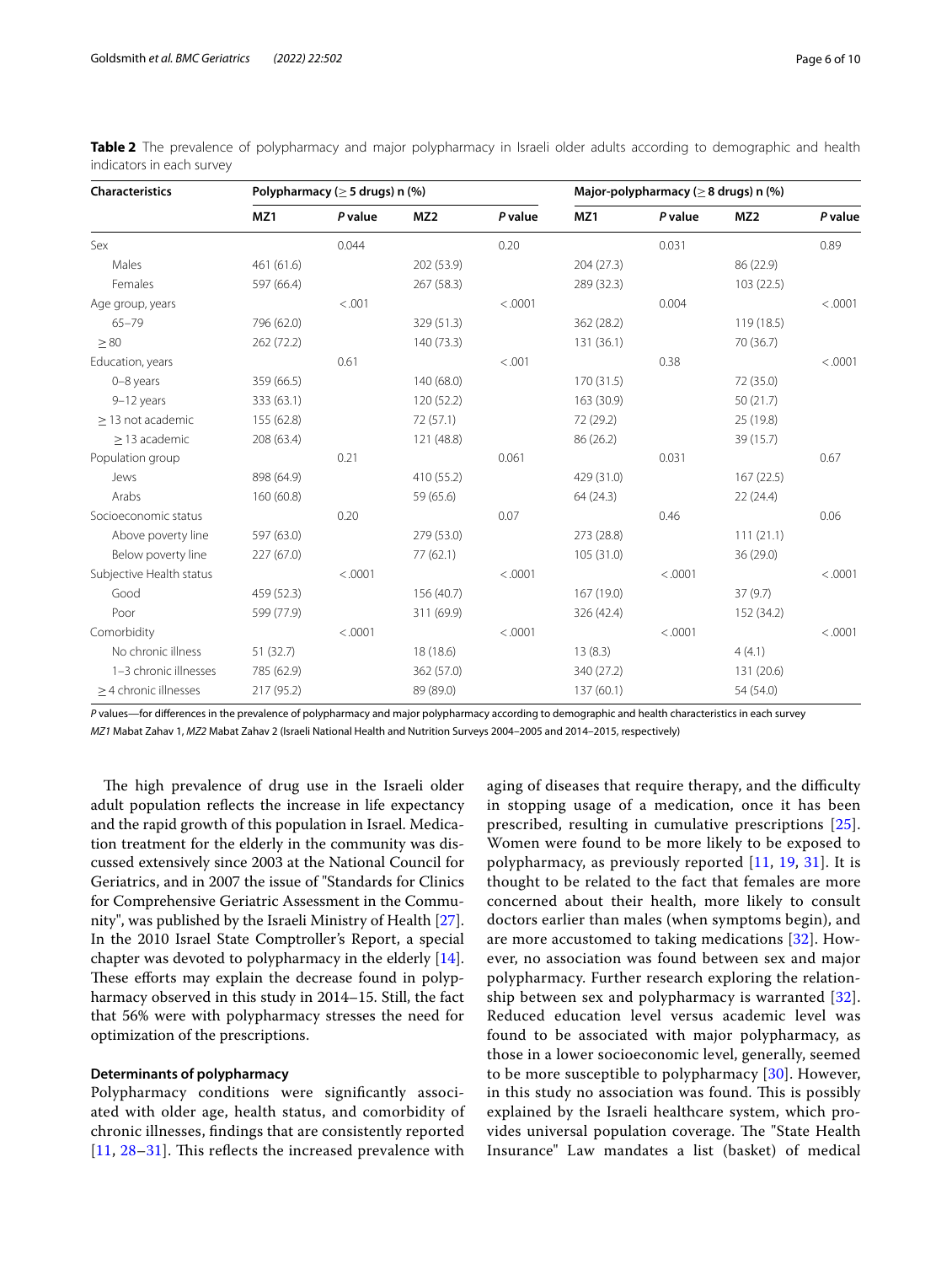**Table 2** The prevalence of polypharmacy and major polypharmacy in Israeli older adults according to demographic and health indicators in each survey

| Characteristics | Polypharmacy (≥ 5 drugs) n (%) | | | | Major-polypharmacy (≥ 8 drugs) n (%) | | | |
|---|---|---|---|---|---|---|---|---|
| | MZ1 | *P* value | MZ2 | *P* value | MZ1 | *P* value | MZ2 | *P* value |
| Sex | | 0.044 | | 0.20 | | 0.031 | | 0.89 |
| Males | 461 (61.6) | | 202 (53.9) | | 204 (27.3) | | 86 (22.9) | |
| Females | 597 (66.4) | | 267 (58.3) | | 289 (32.3) | | 103 (22.5) | |
| Age group, years | | <.001 | | <.0001 | | 0.004 | | <.0001 |
| 65–79 | 796 (62.0) | | 329 (51.3) | | 362 (28.2) | | 119 (18.5) | |
| ≥ 80 | 262 (72.2) | | 140 (73.3) | | 131 (36.1) | | 70 (36.7) | |
| Education, years | | 0.61 | | <.001 | | 0.38 | | <.0001 |
| 0–8 years | 359 (66.5) | | 140 (68.0) | | 170 (31.5) | | 72 (35.0) | |
| 9–12 years | 333 (63.1) | | 120 (52.2) | | 163 (30.9) | | 50 (21.7) | |
| ≥ 13 not academic | 155 (62.8) | | 72 (57.1) | | 72 (29.2) | | 25 (19.8) | |
| ≥ 13 academic | 208 (63.4) | | 121 (48.8) | | 86 (26.2) | | 39 (15.7) | |
| Population group | | 0.21 | | 0.061 | | 0.031 | | 0.67 |
| Jews | 898 (64.9) | | 410 (55.2) | | 429 (31.0) | | 167 (22.5) | |
| Arabs | 160 (60.8) | | 59 (65.6) | | 64 (24.3) | | 22 (24.4) | |
| Socioeconomic status | | 0.20 | | 0.07 | | 0.46 | | 0.06 |
| Above poverty line | 597 (63.0) | | 279 (53.0) | | 273 (28.8) | | 111 (21.1) | |
| Below poverty line | 227 (67.0) | | 77 (62.1) | | 105 (31.0) | | 36 (29.0) | |
| Subjective Health status | | <.0001 | | <.0001 | | <.0001 | | <.0001 |
| Good | 459 (52.3) | | 156 (40.7) | | 167 (19.0) | | 37 (9.7) | |
| Poor | 599 (77.9) | | 311 (69.9) | | 326 (42.4) | | 152 (34.2) | |
| Comorbidity | | <.0001 | | <.0001 | | <.0001 | | <.0001 |
| No chronic illness | 51 (32.7) | | 18 (18.6) | | 13 (8.3) | | 4 (4.1) | |
| 1–3 chronic illnesses | 785 (62.9) | | 362 (57.0) | | 340 (27.2) | | 131 (20.6) | |
| ≥ 4 chronic illnesses | 217 (95.2) | | 89 (89.0) | | 137 (60.1) | | 54 (54.0) | |

*P* values—for differences in the prevalence of polypharmacy and major polypharmacy according to demographic and health characteristics in each survey

*MZ1* Mabat Zahav 1, *MZ2* Mabat Zahav 2 (Israeli National Health and Nutrition Surveys 2004–2005 and 2014–2015, respectively)

The high prevalence of drug use in the Israeli older adult population reflects the increase in life expectancy and the rapid growth of this population in Israel. Medication treatment for the elderly in the community was discussed extensively since 2003 at the National Council for Geriatrics, and in 2007 the issue of "Standards for Clinics for Comprehensive Geriatric Assessment in the Community", was published by the Israeli Ministry of Health [27]. In the 2010 Israel State Comptroller's Report, a special chapter was devoted to polypharmacy in the elderly [14]. These efforts may explain the decrease found in polypharmacy observed in this study in 2014–15. Still, the fact that 56% were with polypharmacy stresses the need for optimization of the prescriptions.

### Determinants of polypharmacy

Polypharmacy conditions were significantly associated with older age, health status, and comorbidity of chronic illnesses, findings that are consistently reported [11, 28–31]. This reflects the increased prevalence with aging of diseases that require therapy, and the difficulty in stopping usage of a medication, once it has been prescribed, resulting in cumulative prescriptions [25]. Women were found to be more likely to be exposed to polypharmacy, as previously reported [11, 19, 31]. It is thought to be related to the fact that females are more concerned about their health, more likely to consult doctors earlier than males (when symptoms begin), and are more accustomed to taking medications [32]. However, no association was found between sex and major polypharmacy. Further research exploring the relationship between sex and polypharmacy is warranted [32]. Reduced education level versus academic level was found to be associated with major polypharmacy, as those in a lower socioeconomic level, generally, seemed to be more susceptible to polypharmacy [30]. However, in this study no association was found. This is possibly explained by the Israeli healthcare system, which provides universal population coverage. The "State Health Insurance" Law mandates a list (basket) of medical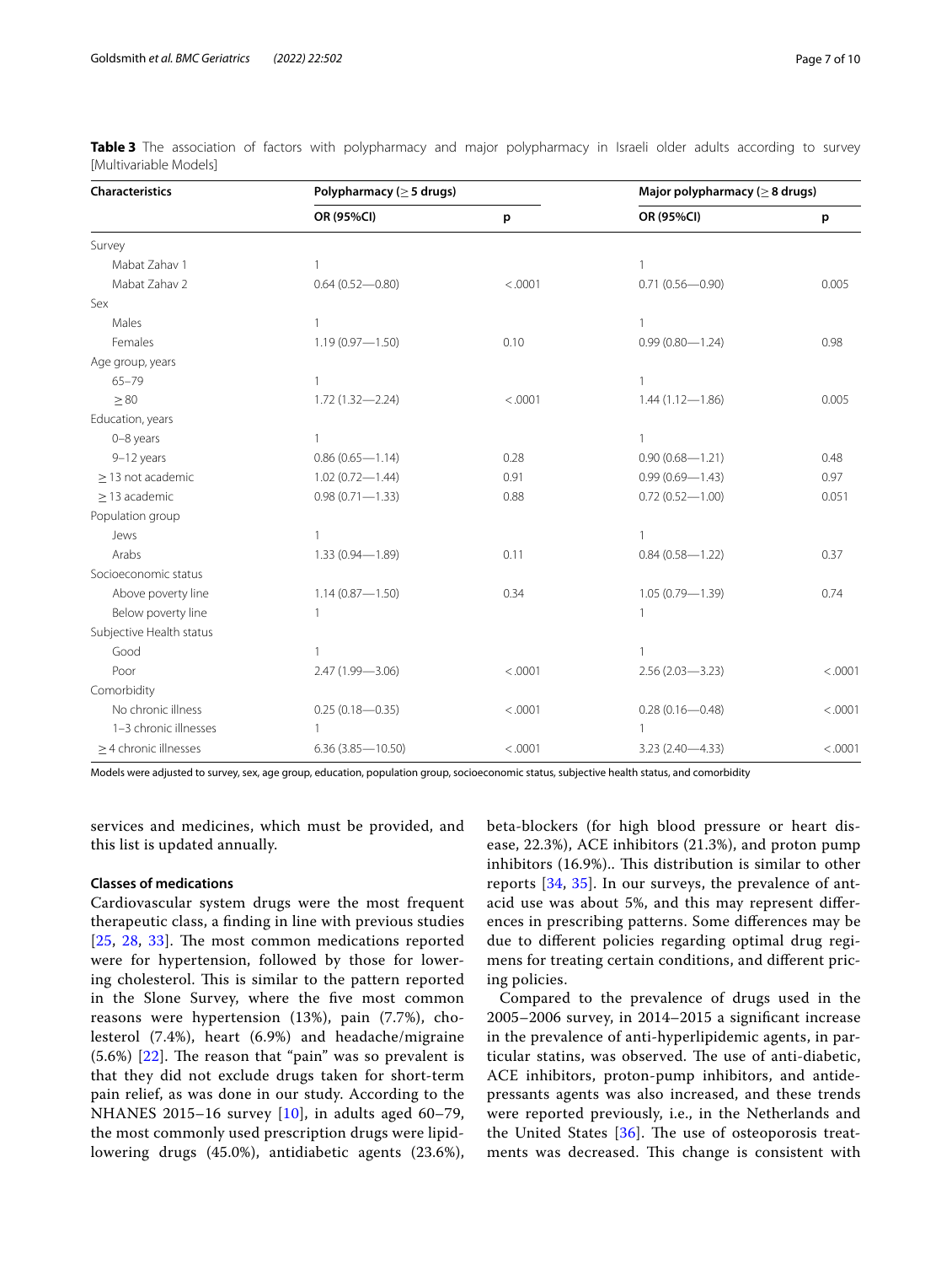**Table 3** The association of factors with polypharmacy and major polypharmacy in Israeli older adults according to survey [Multivariable Models]

| Characteristics | Polypharmacy (≥ 5 drugs) | | Major polypharmacy (≥ 8 drugs) | |
|---|---|---|---|---|
| | OR (95%CI) | p | OR (95%CI) | p |
| Survey | | | | |
| Mabat Zahav 1 | 1 | | 1 | |
| Mabat Zahav 2 | 0.64 (0.52—0.80) | <.0001 | 0.71 (0.56—0.90) | 0.005 |
| Sex | | | | |
| Males | 1 | | 1 | |
| Females | 1.19 (0.97—1.50) | 0.10 | 0.99 (0.80—1.24) | 0.98 |
| Age group, years | | | | |
| 65–79 | 1 | | 1 | |
| ≥ 80 | 1.72 (1.32—2.24) | <.0001 | 1.44 (1.12—1.86) | 0.005 |
| Education, years | | | | |
| 0–8 years | 1 | | 1 | |
| 9–12 years | 0.86 (0.65—1.14) | 0.28 | 0.90 (0.68—1.21) | 0.48 |
| ≥ 13 not academic | 1.02 (0.72—1.44) | 0.91 | 0.99 (0.69—1.43) | 0.97 |
| ≥ 13 academic | 0.98 (0.71—1.33) | 0.88 | 0.72 (0.52—1.00) | 0.051 |
| Population group | | | | |
| Jews | 1 | | 1 | |
| Arabs | 1.33 (0.94—1.89) | 0.11 | 0.84 (0.58—1.22) | 0.37 |
| Socioeconomic status | | | | |
| Above poverty line | 1.14 (0.87—1.50) | 0.34 | 1.05 (0.79—1.39) | 0.74 |
| Below poverty line | 1 | | 1 | |
| Subjective Health status | | | | |
| Good | 1 | | 1 | |
| Poor | 2.47 (1.99—3.06) | <.0001 | 2.56 (2.03—3.23) | <.0001 |
| Comorbidity | | | | |
| No chronic illness | 0.25 (0.18—0.35) | <.0001 | 0.28 (0.16—0.48) | <.0001 |
| 1–3 chronic illnesses | 1 | | 1 | |
| ≥ 4 chronic illnesses | 6.36 (3.85—10.50) | <.0001 | 3.23 (2.40—4.33) | <.0001 |

Models were adjusted to survey, sex, age group, education, population group, socioeconomic status, subjective health status, and comorbidity

services and medicines, which must be provided, and this list is updated annually.

### Classes of medications

Cardiovascular system drugs were the most frequent therapeutic class, a finding in line with previous studies [25, 28, 33]. The most common medications reported were for hypertension, followed by those for lowering cholesterol. This is similar to the pattern reported in the Slone Survey, where the five most common reasons were hypertension (13%), pain (7.7%), cholesterol (7.4%), heart (6.9%) and headache/migraine (5.6%) [22]. The reason that "pain" was so prevalent is that they did not exclude drugs taken for short-term pain relief, as was done in our study. According to the NHANES 2015–16 survey [10], in adults aged 60–79, the most commonly used prescription drugs were lipid-lowering drugs (45.0%), antidiabetic agents (23.6%), beta-blockers (for high blood pressure or heart disease, 22.3%), ACE inhibitors (21.3%), and proton pump inhibitors (16.9%).. This distribution is similar to other reports [34, 35]. In our surveys, the prevalence of antacid use was about 5%, and this may represent differences in prescribing patterns. Some differences may be due to different policies regarding optimal drug regimens for treating certain conditions, and different pricing policies.

Compared to the prevalence of drugs used in the 2005–2006 survey, in 2014–2015 a significant increase in the prevalence of anti-hyperlipidemic agents, in particular statins, was observed. The use of anti-diabetic, ACE inhibitors, proton-pump inhibitors, and antidepressants agents was also increased, and these trends were reported previously, i.e., in the Netherlands and the United States [36]. The use of osteoporosis treatments was decreased. This change is consistent with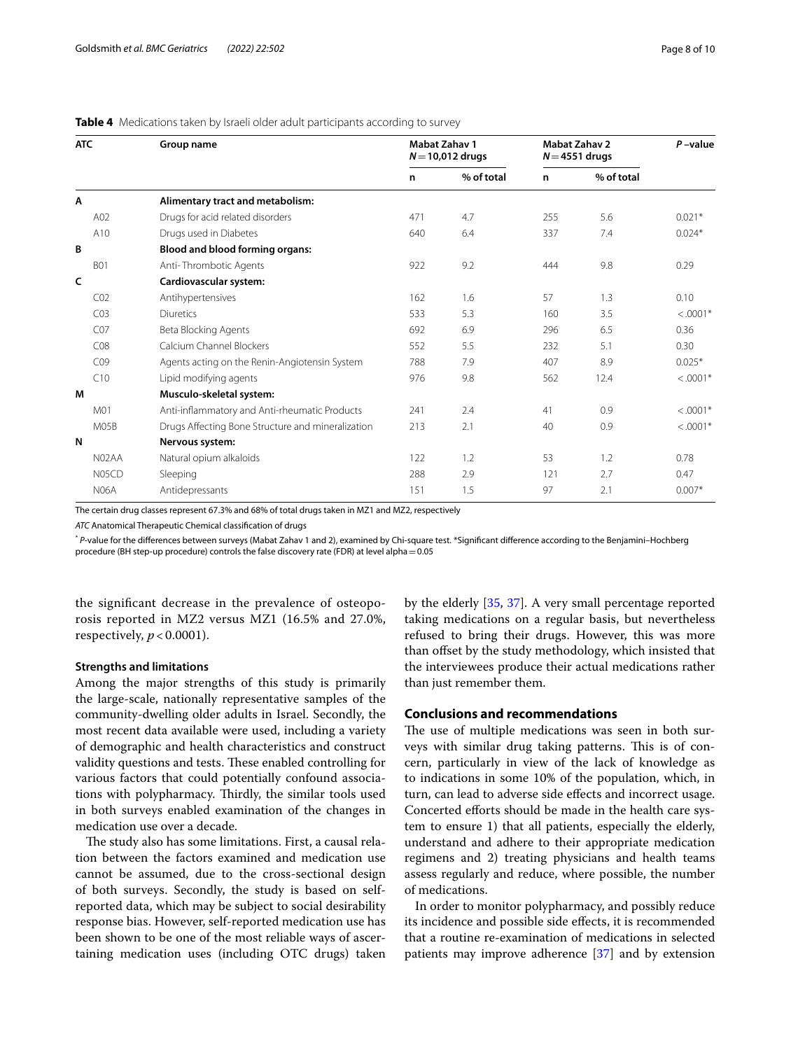**Table 4** Medications taken by Israeli older adult participants according to survey

| ATC | | Group name | Mabat Zahav 1 $N = 10{,}012$ drugs | | Mabat Zahav 2 $N = 4551$ drugs | | $P$ –value |
|---|---|---|---|---|---|---|---|
| | | | n | % of total | n | % of total | |
| A | | **Alimentary tract and metabolism:** | | | | | |
| | A02 | Drugs for acid related disorders | 471 | 4.7 | 255 | 5.6 | 0.021* |
| | A10 | Drugs used in Diabetes | 640 | 6.4 | 337 | 7.4 | 0.024* |
| B | | **Blood and blood forming organs:** | | | | | |
| | B01 | Anti- Thrombotic Agents | 922 | 9.2 | 444 | 9.8 | 0.29 |
| C | | **Cardiovascular system:** | | | | | |
| | C02 | Antihypertensives | 162 | 1.6 | 57 | 1.3 | 0.10 |
| | C03 | Diuretics | 533 | 5.3 | 160 | 3.5 | <.0001* |
| | C07 | Beta Blocking Agents | 692 | 6.9 | 296 | 6.5 | 0.36 |
| | C08 | Calcium Channel Blockers | 552 | 5.5 | 232 | 5.1 | 0.30 |
| | C09 | Agents acting on the Renin-Angiotensin System | 788 | 7.9 | 407 | 8.9 | 0.025* |
| | C10 | Lipid modifying agents | 976 | 9.8 | 562 | 12.4 | <.0001* |
| M | | **Musculo-skeletal system:** | | | | | |
| | M01 | Anti-inflammatory and Anti-rheumatic Products | 241 | 2.4 | 41 | 0.9 | <.0001* |
| | M05B | Drugs Affecting Bone Structure and mineralization | 213 | 2.1 | 40 | 0.9 | <.0001* |
| N | | **Nervous system:** | | | | | |
| | N02AA | Natural opium alkaloids | 122 | 1.2 | 53 | 1.2 | 0.78 |
| | N05CD | Sleeping | 288 | 2.9 | 121 | 2.7 | 0.47 |
| | N06A | Antidepressants | 151 | 1.5 | 97 | 2.1 | 0.007* |

The certain drug classes represent 67.3% and 68% of total drugs taken in MZ1 and MZ2, respectively

*ATC* Anatomical Therapeutic Chemical classification of drugs

[*] *P*-value for the differences between surveys (Mabat Zahav 1 and 2), examined by Chi-square test. *Significant difference according to the Benjamini–Hochberg procedure (BH step-up procedure) controls the false discovery rate (FDR) at level alpha = 0.05

the significant decrease in the prevalence of osteoporosis reported in MZ2 versus MZ1 (16.5% and 27.0%, respectively, $p < 0.0001$).

### Strengths and limitations

Among the major strengths of this study is primarily the large-scale, nationally representative samples of the community-dwelling older adults in Israel. Secondly, the most recent data available were used, including a variety of demographic and health characteristics and construct validity questions and tests. These enabled controlling for various factors that could potentially confound associations with polypharmacy. Thirdly, the similar tools used in both surveys enabled examination of the changes in medication use over a decade.

The study also has some limitations. First, a causal relation between the factors examined and medication use cannot be assumed, due to the cross-sectional design of both surveys. Secondly, the study is based on self-reported data, which may be subject to social desirability response bias. However, self-reported medication use has been shown to be one of the most reliable ways of ascertaining medication uses (including OTC drugs) taken by the elderly [35, 37]. A very small percentage reported taking medications on a regular basis, but nevertheless refused to bring their drugs. However, this was more than offset by the study methodology, which insisted that the interviewees produce their actual medications rather than just remember them.

## Conclusions and recommendations

The use of multiple medications was seen in both surveys with similar drug taking patterns. This is of concern, particularly in view of the lack of knowledge as to indications in some 10% of the population, which, in turn, can lead to adverse side effects and incorrect usage. Concerted efforts should be made in the health care system to ensure 1) that all patients, especially the elderly, understand and adhere to their appropriate medication regimens and 2) treating physicians and health teams assess regularly and reduce, where possible, the number of medications.

In order to monitor polypharmacy, and possibly reduce its incidence and possible side effects, it is recommended that a routine re-examination of medications in selected patients may improve adherence [37] and by extension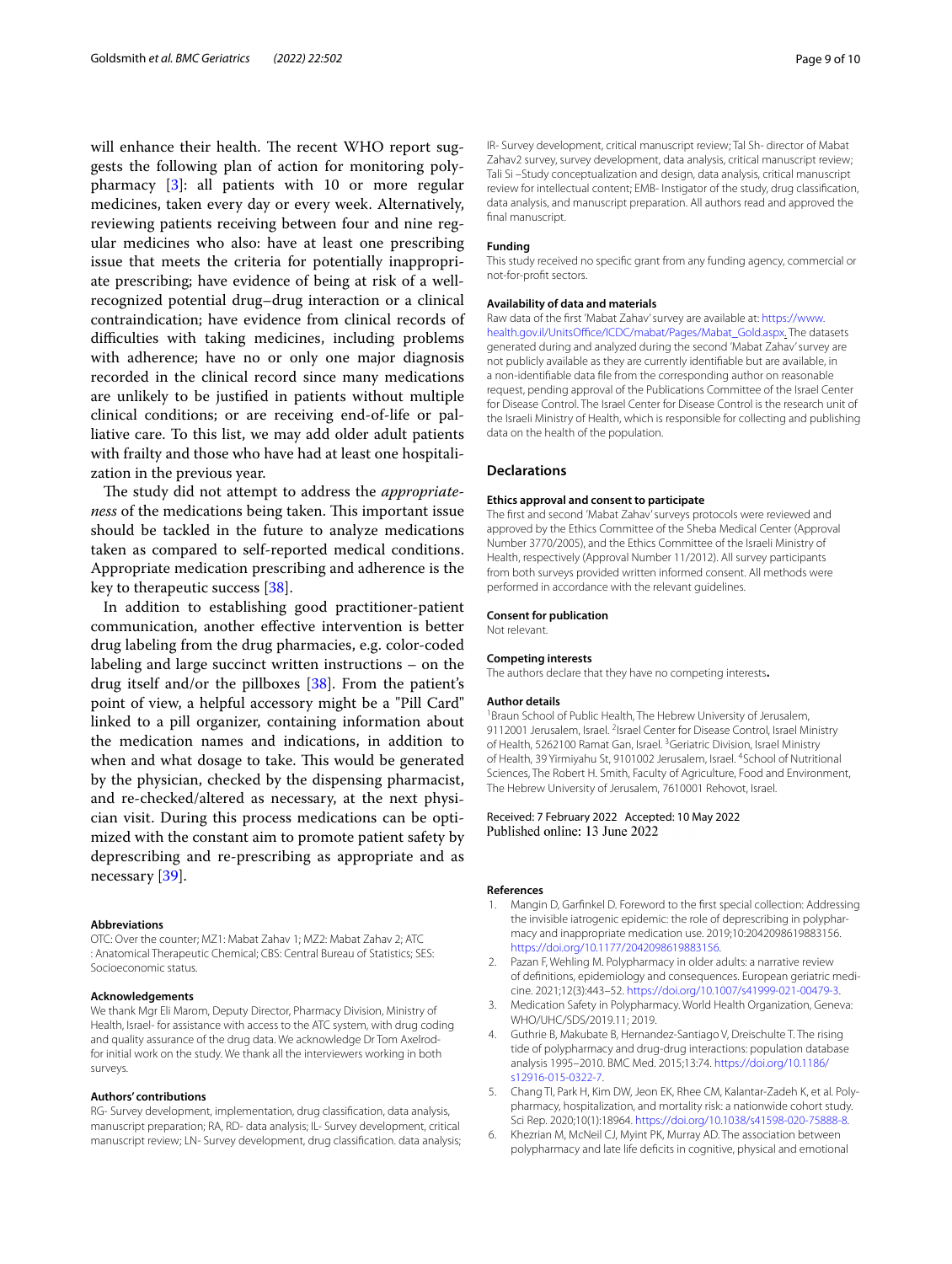will enhance their health. The recent WHO report suggests the following plan of action for monitoring polypharmacy [3]: all patients with 10 or more regular medicines, taken every day or every week. Alternatively, reviewing patients receiving between four and nine regular medicines who also: have at least one prescribing issue that meets the criteria for potentially inappropriate prescribing; have evidence of being at risk of a well-recognized potential drug–drug interaction or a clinical contraindication; have evidence from clinical records of difficulties with taking medicines, including problems with adherence; have no or only one major diagnosis recorded in the clinical record since many medications are unlikely to be justified in patients without multiple clinical conditions; or are receiving end-of-life or palliative care. To this list, we may add older adult patients with frailty and those who have had at least one hospitalization in the previous year.

The study did not attempt to address the *appropriateness* of the medications being taken. This important issue should be tackled in the future to analyze medications taken as compared to self-reported medical conditions. Appropriate medication prescribing and adherence is the key to therapeutic success [38].

In addition to establishing good practitioner-patient communication, another effective intervention is better drug labeling from the drug pharmacies, e.g. color-coded labeling and large succinct written instructions – on the drug itself and/or the pillboxes [38]. From the patient's point of view, a helpful accessory might be a "Pill Card" linked to a pill organizer, containing information about the medication names and indications, in addition to when and what dosage to take. This would be generated by the physician, checked by the dispensing pharmacist, and re-checked/altered as necessary, at the next physician visit. During this process medications can be optimized with the constant aim to promote patient safety by deprescribing and re-prescribing as appropriate and as necessary [39].

#### Abbreviations
OTC: Over the counter; MZ1: Mabat Zahav 1; MZ2: Mabat Zahav 2; ATC : Anatomical Therapeutic Chemical; CBS: Central Bureau of Statistics; SES: Socioeconomic status.

#### Acknowledgements
We thank Mgr Eli Marom, Deputy Director, Pharmacy Division, Ministry of Health, Israel- for assistance with access to the ATC system, with drug coding and quality assurance of the drug data. We acknowledge Dr Tom Axelrod- for initial work on the study. We thank all the interviewers working in both surveys.

#### Authors' contributions
RG- Survey development, implementation, drug classification, data analysis, manuscript preparation; RA, RD- data analysis; IL- Survey development, critical manuscript review; LN- Survey development, drug classification. data analysis; IR- Survey development, critical manuscript review; Tal Sh- director of Mabat Zahav2 survey, survey development, data analysis, critical manuscript review; Tali Si –Study conceptualization and design, data analysis, critical manuscript review for intellectual content; EMB- Instigator of the study, drug classification, data analysis, and manuscript preparation. All authors read and approved the final manuscript.

#### Funding
This study received no specific grant from any funding agency, commercial or not-for-profit sectors.

#### Availability of data and materials
Raw data of the first 'Mabat Zahav' survey are available at: https://www.health.gov.il/UnitsOffice/ICDC/mabat/Pages/Mabat_Gold.aspx. The datasets generated during and analyzed during the second 'Mabat Zahav' survey are not publicly available as they are currently identifiable but are available, in a non-identifiable data file from the corresponding author on reasonable request, pending approval of the Publications Committee of the Israel Center for Disease Control. The Israel Center for Disease Control is the research unit of the Israeli Ministry of Health, which is responsible for collecting and publishing data on the health of the population.

## Declarations

#### Ethics approval and consent to participate
The first and second 'Mabat Zahav' surveys protocols were reviewed and approved by the Ethics Committee of the Sheba Medical Center (Approval Number 3770/2005), and the Ethics Committee of the Israeli Ministry of Health, respectively (Approval Number 11/2012). All survey participants from both surveys provided written informed consent. All methods were performed in accordance with the relevant guidelines.

#### Consent for publication
Not relevant.

#### Competing interests
The authors declare that they have no competing interests.

#### Author details
[1]Braun School of Public Health, The Hebrew University of Jerusalem, 9112001 Jerusalem, Israel. [2]Israel Center for Disease Control, Israel Ministry of Health, 5262100 Ramat Gan, Israel. [3]Geriatric Division, Israel Ministry of Health, 39 Yirmiyahu St, 9101002 Jerusalem, Israel. [4]School of Nutritional Sciences, The Robert H. Smith, Faculty of Agriculture, Food and Environment, The Hebrew University of Jerusalem, 7610001 Rehovot, Israel.

Received: 7 February 2022 Accepted: 10 May 2022
Published online: 13 June 2022

#### References
1. Mangin D, Garfinkel D. Foreword to the first special collection: Addressing the invisible iatrogenic epidemic: the role of deprescribing in polypharmacy and inappropriate medication use. 2019;10:2042098619883156. https://doi.org/10.1177/2042098619883156.
2. Pazan F, Wehling M. Polypharmacy in older adults: a narrative review of definitions, epidemiology and consequences. European geriatric medicine. 2021;12(3):443–52. https://doi.org/10.1007/s41999-021-00479-3.
3. Medication Safety in Polypharmacy. World Health Organization, Geneva: WHO/UHC/SDS/2019.11; 2019.
4. Guthrie B, Makubate B, Hernandez-Santiago V, Dreischulte T. The rising tide of polypharmacy and drug-drug interactions: population database analysis 1995–2010. BMC Med. 2015;13:74. https://doi.org/10.1186/s12916-015-0322-7.
5. Chang TI, Park H, Kim DW, Jeon EK, Rhee CM, Kalantar-Zadeh K, et al. Polypharmacy, hospitalization, and mortality risk: a nationwide cohort study. Sci Rep. 2020;10(1):18964. https://doi.org/10.1038/s41598-020-75888-8.
6. Khezrian M, McNeil CJ, Myint PK, Murray AD. The association between polypharmacy and late life deficits in cognitive, physical and emotional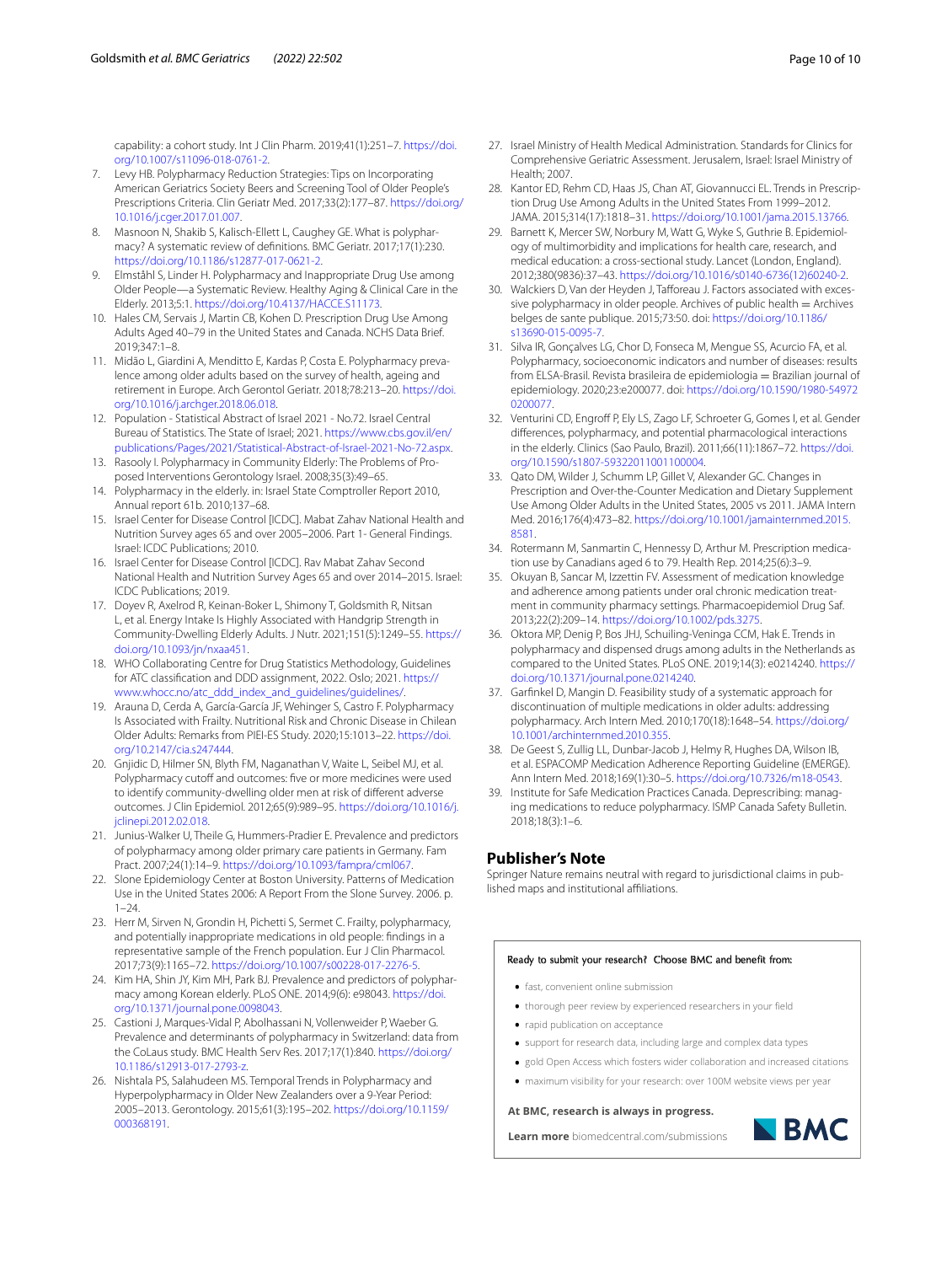capability: a cohort study. Int J Clin Pharm. 2019;41(1):251–7. https://doi.org/10.1007/s11096-018-0761-2.

7. Levy HB. Polypharmacy Reduction Strategies: Tips on Incorporating American Geriatrics Society Beers and Screening Tool of Older People's Prescriptions Criteria. Clin Geriatr Med. 2017;33(2):177–87. https://doi.org/10.1016/j.cger.2017.01.007.
8. Masnoon N, Shakib S, Kalisch-Ellett L, Caughey GE. What is polypharmacy? A systematic review of definitions. BMC Geriatr. 2017;17(1):230. https://doi.org/10.1186/s12877-017-0621-2.
9. Elmståhl S, Linder H. Polypharmacy and Inappropriate Drug Use among Older People—a Systematic Review. Healthy Aging & Clinical Care in the Elderly. 2013;5:1. https://doi.org/10.4137/HACCE.S11173.
10. Hales CM, Servais J, Martin CB, Kohen D. Prescription Drug Use Among Adults Aged 40–79 in the United States and Canada. NCHS Data Brief. 2019;347:1–8.
11. Midão L, Giardini A, Menditto E, Kardas P, Costa E. Polypharmacy prevalence among older adults based on the survey of health, ageing and retirement in Europe. Arch Gerontol Geriatr. 2018;78:213–20. https://doi.org/10.1016/j.archger.2018.06.018.
12. Population - Statistical Abstract of Israel 2021 - No.72. Israel Central Bureau of Statistics. The State of Israel; 2021. https://www.cbs.gov.il/en/publications/Pages/2021/Statistical-Abstract-of-Israel-2021-No-72.aspx.
13. Rasooly I. Polypharmacy in Community Elderly: The Problems of Proposed Interventions Gerontology Israel. 2008;35(3):49–65.
14. Polypharmacy in the elderly. in: Israel State Comptroller Report 2010, Annual report 61b. 2010;137–68.
15. Israel Center for Disease Control [ICDC]. Mabat Zahav National Health and Nutrition Survey ages 65 and over 2005–2006. Part 1- General Findings. Israel: ICDC Publications; 2010.
16. Israel Center for Disease Control [ICDC]. Rav Mabat Zahav Second National Health and Nutrition Survey Ages 65 and over 2014–2015. Israel: ICDC Publications; 2019.
17. Doyev R, Axelrod R, Keinan-Boker L, Shimony T, Goldsmith R, Nitsan L, et al. Energy Intake Is Highly Associated with Handgrip Strength in Community-Dwelling Elderly Adults. J Nutr. 2021;151(5):1249–55. https://doi.org/10.1093/jn/nxaa451.
18. WHO Collaborating Centre for Drug Statistics Methodology, Guidelines for ATC classification and DDD assignment, 2022. Oslo; 2021. https://www.whocc.no/atc_ddd_index_and_guidelines/guidelines/.
19. Arauna D, Cerda A, García-García JF, Wehinger S, Castro F. Polypharmacy Is Associated with Frailty. Nutritional Risk and Chronic Disease in Chilean Older Adults: Remarks from PIEI-ES Study. 2020;15:1013–22. https://doi.org/10.2147/cia.s247444.
20. Gnjidic D, Hilmer SN, Blyth FM, Naganathan V, Waite L, Seibel MJ, et al. Polypharmacy cutoff and outcomes: five or more medicines were used to identify community-dwelling older men at risk of different adverse outcomes. J Clin Epidemiol. 2012;65(9):989–95. https://doi.org/10.1016/j.jclinepi.2012.02.018.
21. Junius-Walker U, Theile G, Hummers-Pradier E. Prevalence and predictors of polypharmacy among older primary care patients in Germany. Fam Pract. 2007;24(1):14–9. https://doi.org/10.1093/fampra/cml067.
22. Slone Epidemiology Center at Boston University. Patterns of Medication Use in the United States 2006: A Report From the Slone Survey. 2006. p. 1–24.
23. Herr M, Sirven N, Grondin H, Pichetti S, Sermet C. Frailty, polypharmacy, and potentially inappropriate medications in old people: findings in a representative sample of the French population. Eur J Clin Pharmacol. 2017;73(9):1165–72. https://doi.org/10.1007/s00228-017-2276-5.
24. Kim HA, Shin JY, Kim MH, Park BJ. Prevalence and predictors of polypharmacy among Korean elderly. PLoS ONE. 2014;9(6): e98043. https://doi.org/10.1371/journal.pone.0098043.
25. Castioni J, Marques-Vidal P, Abolhassani N, Vollenweider P, Waeber G. Prevalence and determinants of polypharmacy in Switzerland: data from the CoLaus study. BMC Health Serv Res. 2017;17(1):840. https://doi.org/10.1186/s12913-017-2793-z.
26. Nishtala PS, Salahudeen MS. Temporal Trends in Polypharmacy and Hyperpolypharmacy in Older New Zealanders over a 9-Year Period: 2005–2013. Gerontology. 2015;61(3):195–202. https://doi.org/10.1159/000368191.
27. Israel Ministry of Health Medical Administration. Standards for Clinics for Comprehensive Geriatric Assessment. Jerusalem, Israel: Israel Ministry of Health; 2007.
28. Kantor ED, Rehm CD, Haas JS, Chan AT, Giovannucci EL. Trends in Prescription Drug Use Among Adults in the United States From 1999–2012. JAMA. 2015;314(17):1818–31. https://doi.org/10.1001/jama.2015.13766.
29. Barnett K, Mercer SW, Norbury M, Watt G, Wyke S, Guthrie B. Epidemiology of multimorbidity and implications for health care, research, and medical education: a cross-sectional study. Lancet (London, England). 2012;380(9836):37–43. https://doi.org/10.1016/s0140-6736(12)60240-2.
30. Walckiers D, Van der Heyden J, Tafforeau J. Factors associated with excessive polypharmacy in older people. Archives of public health = Archives belges de sante publique. 2015;73:50. doi: https://doi.org/10.1186/s13690-015-0095-7.
31. Silva IR, Gonçalves LG, Chor D, Fonseca M, Mengue SS, Acurcio FA, et al. Polypharmacy, socioeconomic indicators and number of diseases: results from ELSA-Brasil. Revista brasileira de epidemiologia = Brazilian journal of epidemiology. 2020;23:e200077. doi: https://doi.org/10.1590/1980-549720200077.
32. Venturini CD, Engroff P, Ely LS, Zago LF, Schroeter G, Gomes I, et al. Gender differences, polypharmacy, and potential pharmacological interactions in the elderly. Clinics (Sao Paulo, Brazil). 2011;66(11):1867–72. https://doi.org/10.1590/s1807-59322011001100004.
33. Qato DM, Wilder J, Schumm LP, Gillet V, Alexander GC. Changes in Prescription and Over-the-Counter Medication and Dietary Supplement Use Among Older Adults in the United States, 2005 vs 2011. JAMA Intern Med. 2016;176(4):473–82. https://doi.org/10.1001/jamainternmed.2015.8581.
34. Rotermann M, Sanmartin C, Hennessy D, Arthur M. Prescription medication use by Canadians aged 6 to 79. Health Rep. 2014;25(6):3–9.
35. Okuyan B, Sancar M, Izzettin FV. Assessment of medication knowledge and adherence among patients under oral chronic medication treatment in community pharmacy settings. Pharmacoepidemiol Drug Saf. 2013;22(2):209–14. https://doi.org/10.1002/pds.3275.
36. Oktora MP, Denig P, Bos JHJ, Schuiling-Veninga CCM, Hak E. Trends in polypharmacy and dispensed drugs among adults in the Netherlands as compared to the United States. PLoS ONE. 2019;14(3): e0214240. https://doi.org/10.1371/journal.pone.0214240.
37. Garfinkel D, Mangin D. Feasibility study of a systematic approach for discontinuation of multiple medications in older adults: addressing polypharmacy. Arch Intern Med. 2010;170(18):1648–54. https://doi.org/10.1001/archinternmed.2010.355.
38. De Geest S, Zullig LL, Dunbar-Jacob J, Helmy R, Hughes DA, Wilson IB, et al. ESPACOMP Medication Adherence Reporting Guideline (EMERGE). Ann Intern Med. 2018;169(1):30–5. https://doi.org/10.7326/m18-0543.
39. Institute for Safe Medication Practices Canada. Deprescribing: managing medications to reduce polypharmacy. ISMP Canada Safety Bulletin. 2018;18(3):1–6.

## Publisher's Note

Springer Nature remains neutral with regard to jurisdictional claims in published maps and institutional affiliations.

Ready to submit your research? Choose BMC and benefit from:

- fast, convenient online submission
- thorough peer review by experienced researchers in your field
- rapid publication on acceptance
- support for research data, including large and complex data types
- gold Open Access which fosters wider collaboration and increased citations
- maximum visibility for your research: over 100M website views per year

**At BMC, research is always in progress.**

**Learn more** biomedcentral.com/submissions

BMC